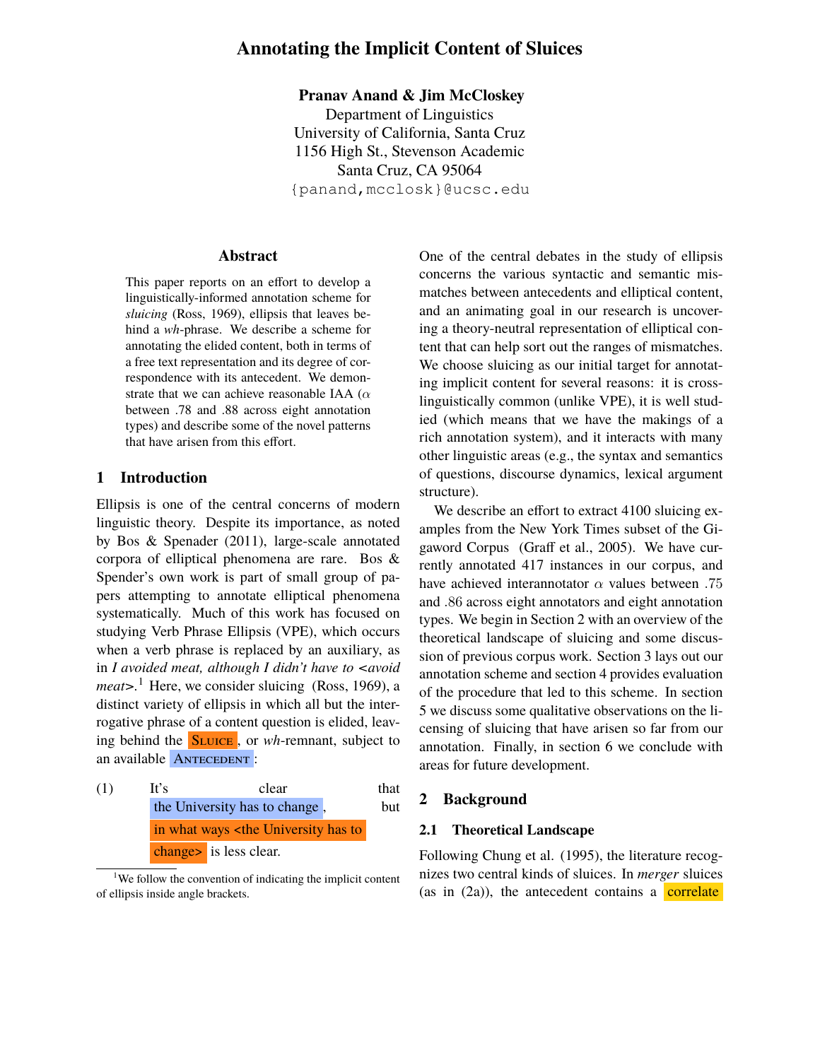# Annotating the Implicit Content of Sluices

**Pranav Anand & Jim McCloskey**
Department of Linguistics
University of California, Santa Cruz
1156 High St., Stevenson Academic
Santa Cruz, CA 95064
{panand,mcclosk}@ucsc.edu

## Abstract

This paper reports on an effort to develop a linguistically-informed annotation scheme for *sluicing* (Ross, 1969), ellipsis that leaves behind a *wh*-phrase. We describe a scheme for annotating the elided content, both in terms of a free text representation and its degree of correspondence with its antecedent. We demonstrate that we can achieve reasonable IAA ($\alpha$ between .78 and .88 across eight annotation types) and describe some of the novel patterns that have arisen from this effort.

## 1 Introduction

Ellipsis is one of the central concerns of modern linguistic theory. Despite its importance, as noted by Bos & Spenader (2011), large-scale annotated corpora of elliptical phenomena are rare. Bos & Spender's own work is part of small group of papers attempting to annotate elliptical phenomena systematically. Much of this work has focused on studying Verb Phrase Ellipsis (VPE), which occurs when a verb phrase is replaced by an auxiliary, as in *I avoided meat, although I didn't have to <avoid meat>*.[1] Here, we consider sluicing (Ross, 1969), a distinct variety of ellipsis in which all but the interrogative phrase of a content question is elided, leaving behind the SLUICE, or *wh*-remnant, subject to an available ANTECEDENT:

(1) It's clear that the University has to change, but in what ways <the University has to change> is less clear.

[1] We follow the convention of indicating the implicit content of ellipsis inside angle brackets.

One of the central debates in the study of ellipsis concerns the various syntactic and semantic mismatches between antecedents and elliptical content, and an animating goal in our research is uncovering a theory-neutral representation of elliptical content that can help sort out the ranges of mismatches. We choose sluicing as our initial target for annotating implicit content for several reasons: it is cross-linguistically common (unlike VPE), it is well studied (which means that we have the makings of a rich annotation system), and it interacts with many other linguistic areas (e.g., the syntax and semantics of questions, discourse dynamics, lexical argument structure).

We describe an effort to extract 4100 sluicing examples from the New York Times subset of the Gigaword Corpus (Graff et al., 2005). We have currently annotated 417 instances in our corpus, and have achieved interannotator $\alpha$ values between .75 and .86 across eight annotators and eight annotation types. We begin in Section 2 with an overview of the theoretical landscape of sluicing and some discussion of previous corpus work. Section 3 lays out our annotation scheme and section 4 provides evaluation of the procedure that led to this scheme. In section 5 we discuss some qualitative observations on the licensing of sluicing that have arisen so far from our annotation. Finally, in section 6 we conclude with areas for future development.

## 2 Background

### 2.1 Theoretical Landscape

Following Chung et al. (1995), the literature recognizes two central kinds of sluices. In *merger* sluices (as in (2a)), the antecedent contains a correlate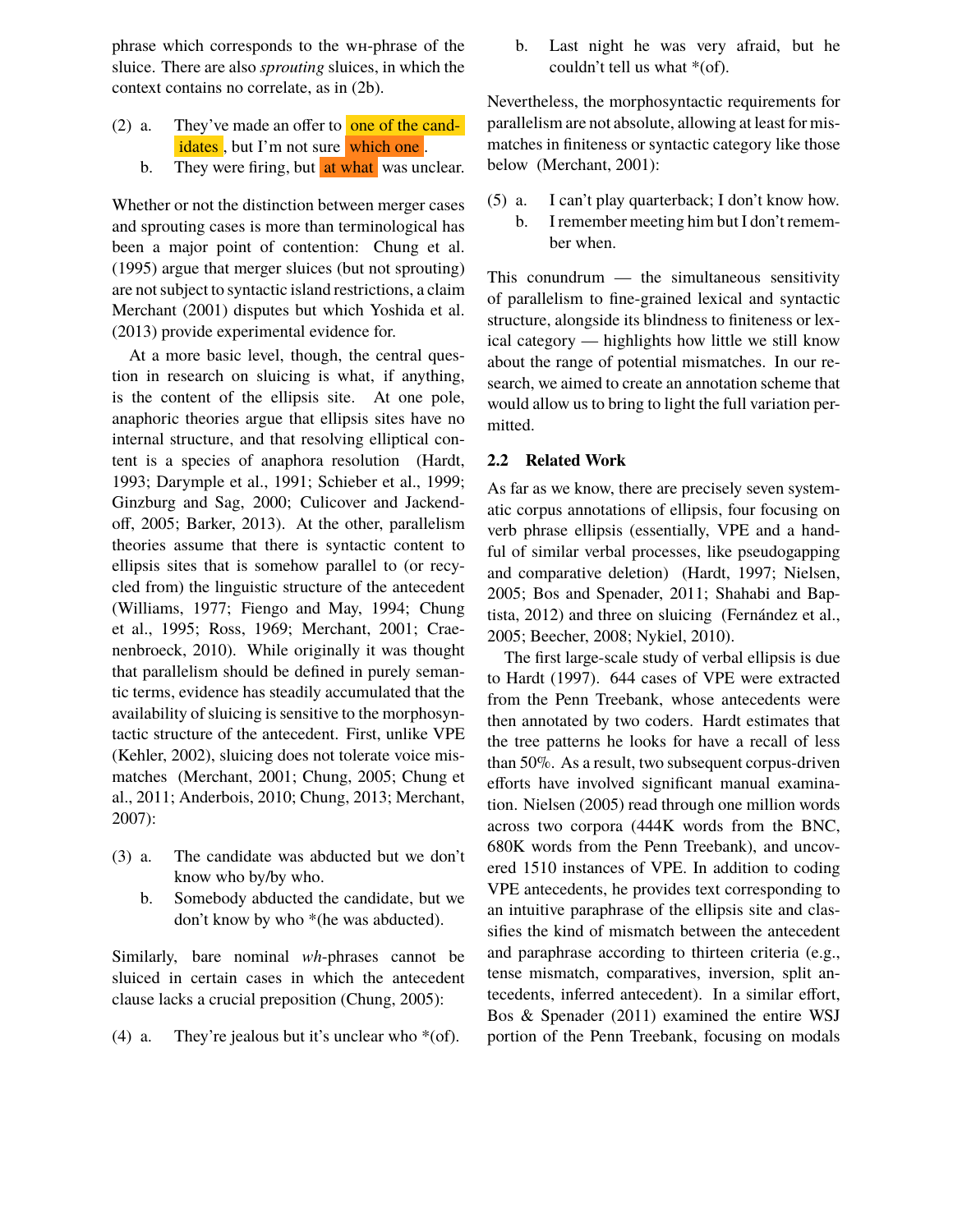phrase which corresponds to the wh-phrase of the sluice. There are also *sprouting* sluices, in which the context contains no correlate, as in (2b).

(2) a. They've made an offer to one of the candidates, but I'm not sure which one.

b. They were firing, but at what was unclear.

Whether or not the distinction between merger cases and sprouting cases is more than terminological has been a major point of contention: Chung et al. (1995) argue that merger sluices (but not sprouting) are not subject to syntactic island restrictions, a claim Merchant (2001) disputes but which Yoshida et al. (2013) provide experimental evidence for.

At a more basic level, though, the central question in research on sluicing is what, if anything, is the content of the ellipsis site. At one pole, anaphoric theories argue that ellipsis sites have no internal structure, and that resolving elliptical content is a species of anaphora resolution (Hardt, 1993; Darymple et al., 1991; Schieber et al., 1999; Ginzburg and Sag, 2000; Culicover and Jackendoff, 2005; Barker, 2013). At the other, parallelism theories assume that there is syntactic content to ellipsis sites that is somehow parallel to (or recycled from) the linguistic structure of the antecedent (Williams, 1977; Fiengo and May, 1994; Chung et al., 1995; Ross, 1969; Merchant, 2001; Craenenbroeck, 2010). While originally it was thought that parallelism should be defined in purely semantic terms, evidence has steadily accumulated that the availability of sluicing is sensitive to the morphosyntactic structure of the antecedent. First, unlike VPE (Kehler, 2002), sluicing does not tolerate voice mismatches (Merchant, 2001; Chung, 2005; Chung et al., 2011; Anderbois, 2010; Chung, 2013; Merchant, 2007):

(3) a. The candidate was abducted but we don't know who by/by who.

b. Somebody abducted the candidate, but we don't know by who *(he was abducted).

Similarly, bare nominal *wh*-phrases cannot be sluiced in certain cases in which the antecedent clause lacks a crucial preposition (Chung, 2005):

(4) a. They're jealous but it's unclear who *(of).

b. Last night he was very afraid, but he couldn't tell us what *(of).

Nevertheless, the morphosyntactic requirements for parallelism are not absolute, allowing at least for mismatches in finiteness or syntactic category like those below (Merchant, 2001):

(5) a. I can't play quarterback; I don't know how.

b. I remember meeting him but I don't remember when.

This conundrum — the simultaneous sensitivity of parallelism to fine-grained lexical and syntactic structure, alongside its blindness to finiteness or lexical category — highlights how little we still know about the range of potential mismatches. In our research, we aimed to create an annotation scheme that would allow us to bring to light the full variation permitted.

### 2.2 Related Work

As far as we know, there are precisely seven systematic corpus annotations of ellipsis, four focusing on verb phrase ellipsis (essentially, VPE and a handful of similar verbal processes, like pseudogapping and comparative deletion) (Hardt, 1997; Nielsen, 2005; Bos and Spenader, 2011; Shahabi and Baptista, 2012) and three on sluicing (Fernández et al., 2005; Beecher, 2008; Nykiel, 2010).

The first large-scale study of verbal ellipsis is due to Hardt (1997). 644 cases of VPE were extracted from the Penn Treebank, whose antecedents were then annotated by two coders. Hardt estimates that the tree patterns he looks for have a recall of less than 50%. As a result, two subsequent corpus-driven efforts have involved significant manual examination. Nielsen (2005) read through one million words across two corpora (444K words from the BNC, 680K words from the Penn Treebank), and uncovered 1510 instances of VPE. In addition to coding VPE antecedents, he provides text corresponding to an intuitive paraphrase of the ellipsis site and classifies the kind of mismatch between the antecedent and paraphrase according to thirteen criteria (e.g., tense mismatch, comparatives, inversion, split antecedents, inferred antecedent). In a similar effort, Bos & Spenader (2011) examined the entire WSJ portion of the Penn Treebank, focusing on modals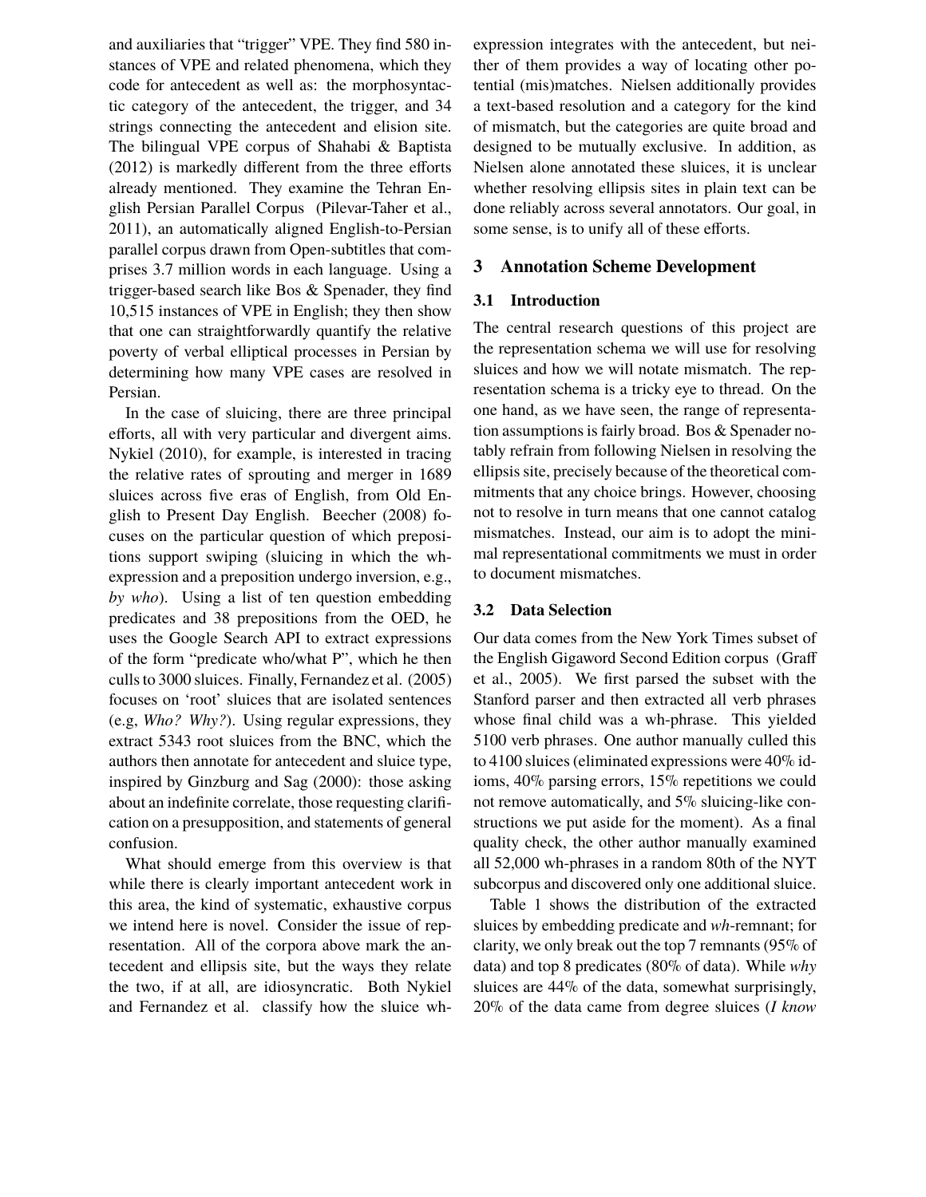and auxiliaries that "trigger" VPE. They find 580 instances of VPE and related phenomena, which they code for antecedent as well as: the morphosyntactic category of the antecedent, the trigger, and 34 strings connecting the antecedent and elision site. The bilingual VPE corpus of Shahabi & Baptista (2012) is markedly different from the three efforts already mentioned. They examine the Tehran English Persian Parallel Corpus (Pilevar-Taher et al., 2011), an automatically aligned English-to-Persian parallel corpus drawn from Open-subtitles that comprises 3.7 million words in each language. Using a trigger-based search like Bos & Spenader, they find 10,515 instances of VPE in English; they then show that one can straightforwardly quantify the relative poverty of verbal elliptical processes in Persian by determining how many VPE cases are resolved in Persian.

In the case of sluicing, there are three principal efforts, all with very particular and divergent aims. Nykiel (2010), for example, is interested in tracing the relative rates of sprouting and merger in 1689 sluices across five eras of English, from Old English to Present Day English. Beecher (2008) focuses on the particular question of which prepositions support swiping (sluicing in which the wh-expression and a preposition undergo inversion, e.g., *by who*). Using a list of ten question embedding predicates and 38 prepositions from the OED, he uses the Google Search API to extract expressions of the form "predicate who/what P", which he then culls to 3000 sluices. Finally, Fernandez et al. (2005) focuses on 'root' sluices that are isolated sentences (e.g, *Who? Why?*). Using regular expressions, they extract 5343 root sluices from the BNC, which the authors then annotate for antecedent and sluice type, inspired by Ginzburg and Sag (2000): those asking about an indefinite correlate, those requesting clarification on a presupposition, and statements of general confusion.

What should emerge from this overview is that while there is clearly important antecedent work in this area, the kind of systematic, exhaustive corpus we intend here is novel. Consider the issue of representation. All of the corpora above mark the antecedent and ellipsis site, but the ways they relate the two, if at all, are idiosyncratic. Both Nykiel and Fernandez et al. classify how the sluice wh-expression integrates with the antecedent, but neither of them provides a way of locating other potential (mis)matches. Nielsen additionally provides a text-based resolution and a category for the kind of mismatch, but the categories are quite broad and designed to be mutually exclusive. In addition, as Nielsen alone annotated these sluices, it is unclear whether resolving ellipsis sites in plain text can be done reliably across several annotators. Our goal, in some sense, is to unify all of these efforts.

## 3 Annotation Scheme Development

### 3.1 Introduction

The central research questions of this project are the representation schema we will use for resolving sluices and how we will notate mismatch. The representation schema is a tricky eye to thread. On the one hand, as we have seen, the range of representation assumptions is fairly broad. Bos & Spenader notably refrain from following Nielsen in resolving the ellipsis site, precisely because of the theoretical commitments that any choice brings. However, choosing not to resolve in turn means that one cannot catalog mismatches. Instead, our aim is to adopt the minimal representational commitments we must in order to document mismatches.

### 3.2 Data Selection

Our data comes from the New York Times subset of the English Gigaword Second Edition corpus (Graff et al., 2005). We first parsed the subset with the Stanford parser and then extracted all verb phrases whose final child was a wh-phrase. This yielded 5100 verb phrases. One author manually culled this to 4100 sluices (eliminated expressions were 40% idioms, 40% parsing errors, 15% repetitions we could not remove automatically, and 5% sluicing-like constructions we put aside for the moment). As a final quality check, the other author manually examined all 52,000 wh-phrases in a random 80th of the NYT subcorpus and discovered only one additional sluice.

Table 1 shows the distribution of the extracted sluices by embedding predicate and *wh*-remnant; for clarity, we only break out the top 7 remnants (95% of data) and top 8 predicates (80% of data). While *why* sluices are 44% of the data, somewhat surprisingly, 20% of the data came from degree sluices (*I know*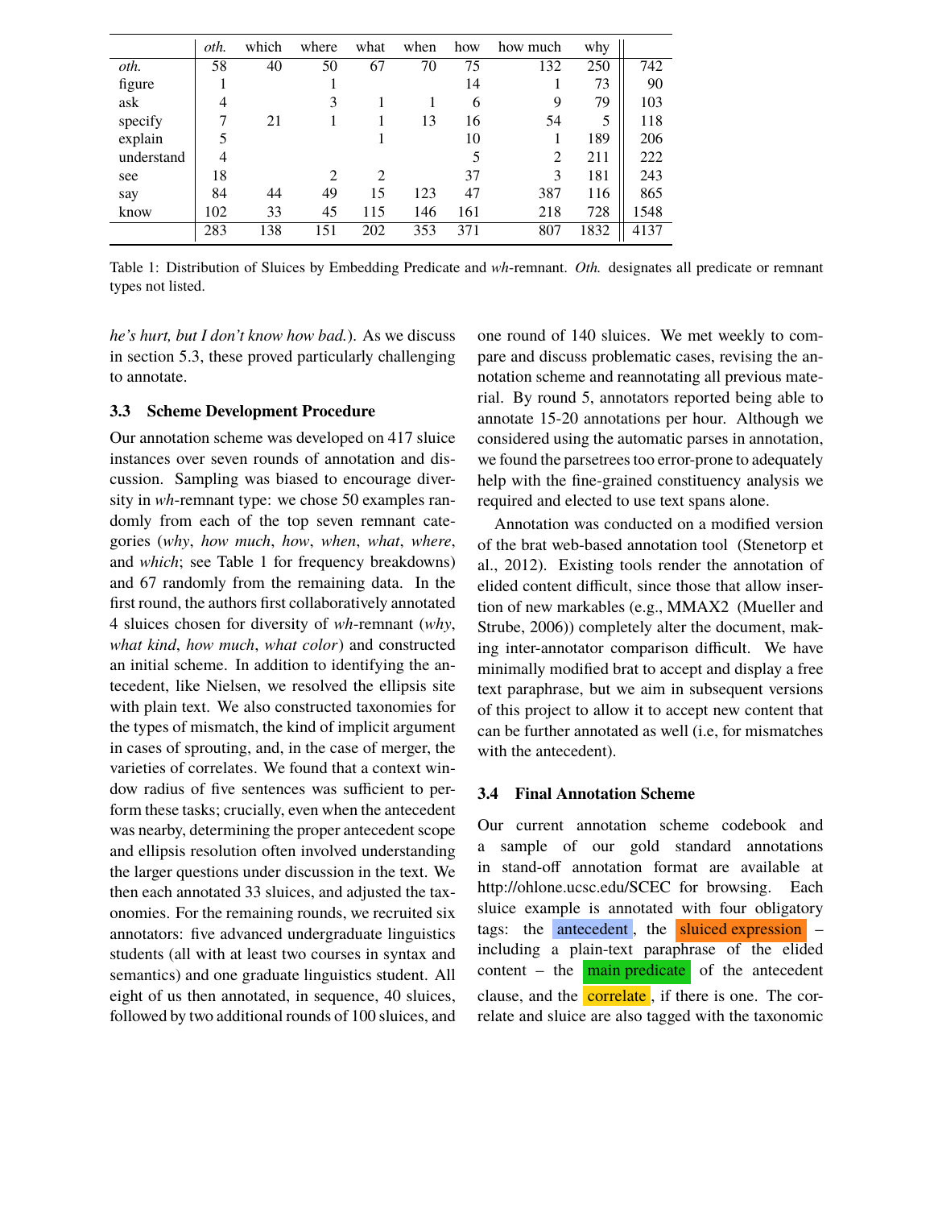| | *oth.* | which | where | what | when | how | how much | why | |
|---|---|---|---|---|---|---|---|---|---|
| *oth.* | 58 | 40 | 50 | 67 | 70 | 75 | 132 | 250 | 742 |
| figure | 1 | | 1 | | | 14 | 1 | 73 | 90 |
| ask | 4 | | 3 | 1 | 1 | 6 | 9 | 79 | 103 |
| specify | 7 | 21 | 1 | 1 | 13 | 16 | 54 | 5 | 118 |
| explain | 5 | | | 1 | | 10 | 1 | 189 | 206 |
| understand | 4 | | | | | 5 | 2 | 211 | 222 |
| see | 18 | | 2 | 2 | | 37 | 3 | 181 | 243 |
| say | 84 | 44 | 49 | 15 | 123 | 47 | 387 | 116 | 865 |
| know | 102 | 33 | 45 | 115 | 146 | 161 | 218 | 728 | 1548 |
| | 283 | 138 | 151 | 202 | 353 | 371 | 807 | 1832 | 4137 |

Table 1: Distribution of Sluices by Embedding Predicate and *wh*-remnant. *Oth.* designates all predicate or remnant types not listed.

*he's hurt, but I don't know how bad.*). As we discuss in section 5.3, these proved particularly challenging to annotate.

### 3.3 Scheme Development Procedure

Our annotation scheme was developed on 417 sluice instances over seven rounds of annotation and discussion. Sampling was biased to encourage diversity in *wh*-remnant type: we chose 50 examples randomly from each of the top seven remnant categories (*why*, *how much*, *how*, *when*, *what*, *where*, and *which*; see Table 1 for frequency breakdowns) and 67 randomly from the remaining data. In the first round, the authors first collaboratively annotated 4 sluices chosen for diversity of *wh*-remnant (*why*, *what kind*, *how much*, *what color*) and constructed an initial scheme. In addition to identifying the antecedent, like Nielsen, we resolved the ellipsis site with plain text. We also constructed taxonomies for the types of mismatch, the kind of implicit argument in cases of sprouting, and, in the case of merger, the varieties of correlates. We found that a context window radius of five sentences was sufficient to perform these tasks; crucially, even when the antecedent was nearby, determining the proper antecedent scope and ellipsis resolution often involved understanding the larger questions under discussion in the text. We then each annotated 33 sluices, and adjusted the taxonomies. For the remaining rounds, we recruited six annotators: five advanced undergraduate linguistics students (all with at least two courses in syntax and semantics) and one graduate linguistics student. All eight of us then annotated, in sequence, 40 sluices, followed by two additional rounds of 100 sluices, and one round of 140 sluices. We met weekly to compare and discuss problematic cases, revising the annotation scheme and reannotating all previous material. By round 5, annotators reported being able to annotate 15-20 annotations per hour. Although we considered using the automatic parses in annotation, we found the parsetrees too error-prone to adequately help with the fine-grained constituency analysis we required and elected to use text spans alone.

Annotation was conducted on a modified version of the brat web-based annotation tool (Stenetorp et al., 2012). Existing tools render the annotation of elided content difficult, since those that allow insertion of new markables (e.g., MMAX2 (Mueller and Strube, 2006)) completely alter the document, making inter-annotator comparison difficult. We have minimally modified brat to accept and display a free text paraphrase, but we aim in subsequent versions of this project to allow it to accept new content that can be further annotated as well (i.e, for mismatches with the antecedent).

### 3.4 Final Annotation Scheme

Our current annotation scheme codebook and a sample of our gold standard annotations in stand-off annotation format are available at http://ohlone.ucsc.edu/SCEC for browsing. Each sluice example is annotated with four obligatory tags: the antecedent, the sluiced expression – including a plain-text paraphrase of the elided content – the main predicate of the antecedent clause, and the correlate, if there is one. The correlate and sluice are also tagged with the taxonomic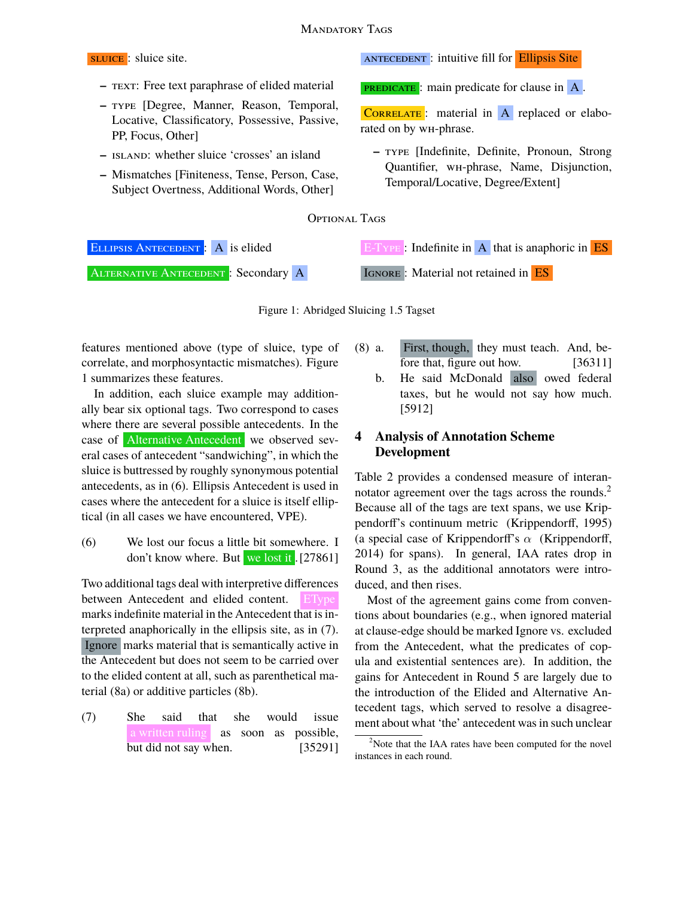MANDATORY TAGS

SLUICE: sluice site.

- TEXT: Free text paraphrase of elided material
- TYPE [Degree, Manner, Reason, Temporal, Locative, Classificatory, Possessive, Passive, PP, Focus, Other]
- ISLAND: whether sluice 'crosses' an island
- Mismatches [Finiteness, Tense, Person, Case, Subject Overtness, Additional Words, Other]

ANTECEDENT: intuitive fill for Ellipsis Site

PREDICATE: main predicate for clause in A.

CORRELATE: material in A replaced or elaborated on by WH-phrase.

- TYPE [Indefinite, Definite, Pronoun, Strong Quantifier, WH-phrase, Name, Disjunction, Temporal/Locative, Degree/Extent]

OPTIONAL TAGS

ELLIPSIS ANTECEDENT: A is elided

ALTERNATIVE ANTECEDENT: Secondary A

E-TYPE: Indefinite in A that is anaphoric in ES

IGNORE: Material not retained in ES

Figure 1: Abridged Sluicing 1.5 Tagset

features mentioned above (type of sluice, type of correlate, and morphosyntactic mismatches). Figure 1 summarizes these features.

In addition, each sluice example may additionally bear six optional tags. Two correspond to cases where there are several possible antecedents. In the case of Alternative Antecedent we observed several cases of antecedent "sandwiching", in which the sluice is buttressed by roughly synonymous potential antecedents, as in (6). Ellipsis Antecedent is used in cases where the antecedent for a sluice is itself elliptical (in all cases we have encountered, VPE).

(6) We lost our focus a little bit somewhere. I don't know where. But we lost it. [27861]

Two additional tags deal with interpretive differences between Antecedent and elided content. EType marks indefinite material in the Antecedent that is interpreted anaphorically in the ellipsis site, as in (7). Ignore marks material that is semantically active in the Antecedent but does not seem to be carried over to the elided content at all, such as parenthetical material (8a) or additive particles (8b).

(7) She said that she would issue a written ruling as soon as possible, but did not say when. [35291]

(8) a. First, though, they must teach. And, before that, figure out how. [36311]

b. He said McDonald also owed federal taxes, but he would not say how much. [5912]

## 4 Analysis of Annotation Scheme Development

Table 2 provides a condensed measure of interannotator agreement over the tags across the rounds.[2] Because all of the tags are text spans, we use Krippendorff's continuum metric (Krippendorff, 1995) (a special case of Krippendorff's $\alpha$ (Krippendorff, 2014) for spans). In general, IAA rates drop in Round 3, as the additional annotators were introduced, and then rises.

Most of the agreement gains come from conventions about boundaries (e.g., when ignored material at clause-edge should be marked Ignore vs. excluded from the Antecedent, what the predicates of copula and existential sentences are). In addition, the gains for Antecedent in Round 5 are largely due to the introduction of the Elided and Alternative Antecedent tags, which served to resolve a disagreement about what 'the' antecedent was in such unclear

[2] Note that the IAA rates have been computed for the novel instances in each round.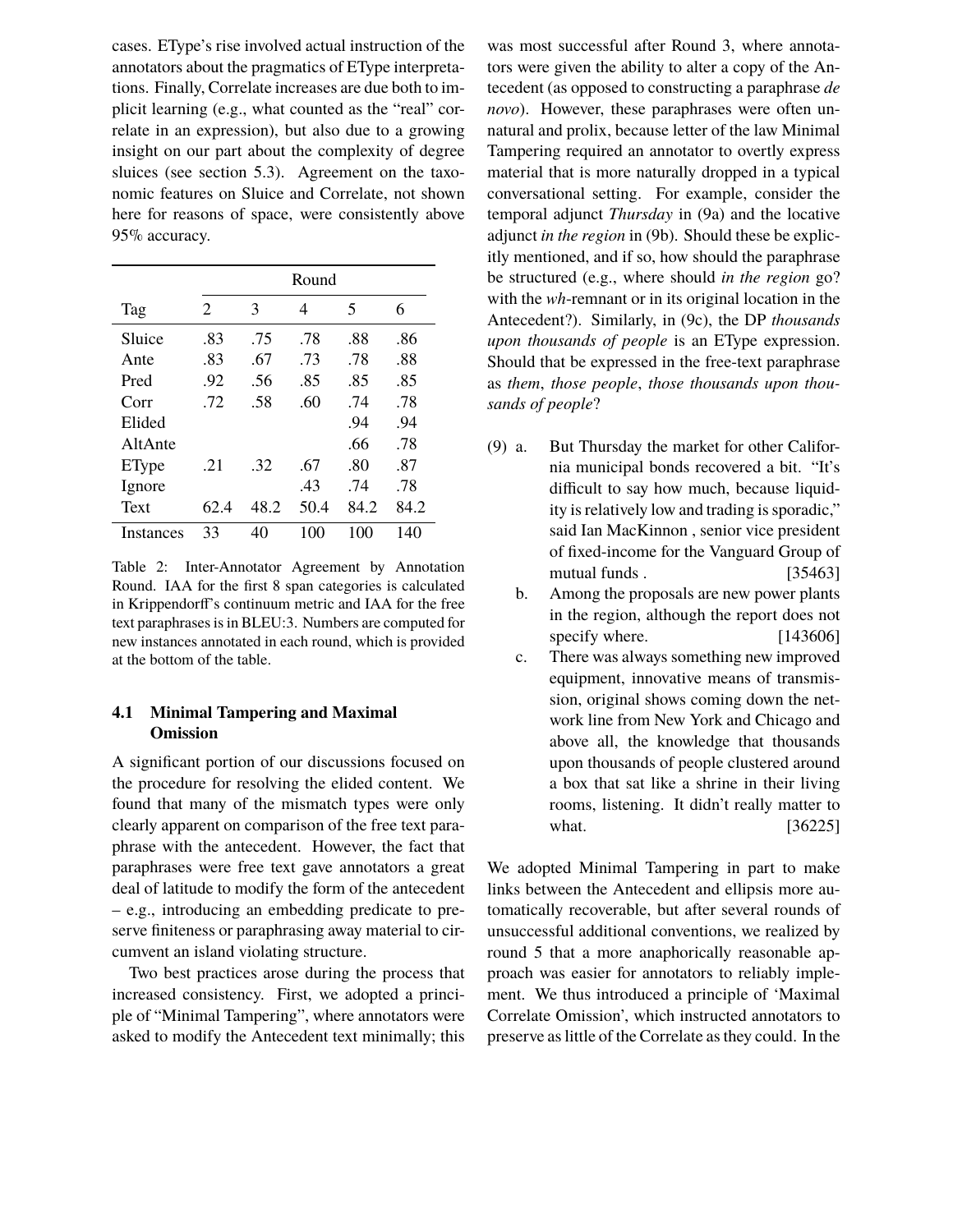cases. EType's rise involved actual instruction of the annotators about the pragmatics of EType interpretations. Finally, Correlate increases are due both to implicit learning (e.g., what counted as the "real" correlate in an expression), but also due to a growing insight on our part about the complexity of degree sluices (see section 5.3). Agreement on the taxonomic features on Sluice and Correlate, not shown here for reasons of space, were consistently above 95% accuracy.

| Tag | Round | | | | |
|---|---|---|---|---|---|
| | 2 | 3 | 4 | 5 | 6 |
| Sluice | .83 | .75 | .78 | .88 | .86 |
| Ante | .83 | .67 | .73 | .78 | .88 |
| Pred | .92 | .56 | .85 | .85 | .85 |
| Corr | .72 | .58 | .60 | .74 | .78 |
| Elided | | | | .94 | .94 |
| AltAnte | | | | .66 | .78 |
| EType | .21 | .32 | .67 | .80 | .87 |
| Ignore | | | .43 | .74 | .78 |
| Text | 62.4 | 48.2 | 50.4 | 84.2 | 84.2 |
| Instances | 33 | 40 | 100 | 100 | 140 |

Table 2: Inter-Annotator Agreement by Annotation Round. IAA for the first 8 span categories is calculated in Krippendorff's continuum metric and IAA for the free text paraphrases is in BLEU:3. Numbers are computed for new instances annotated in each round, which is provided at the bottom of the table.

### 4.1 Minimal Tampering and Maximal Omission

A significant portion of our discussions focused on the procedure for resolving the elided content. We found that many of the mismatch types were only clearly apparent on comparison of the free text paraphrase with the antecedent. However, the fact that paraphrases were free text gave annotators a great deal of latitude to modify the form of the antecedent – e.g., introducing an embedding predicate to preserve finiteness or paraphrasing away material to circumvent an island violating structure.

Two best practices arose during the process that increased consistency. First, we adopted a principle of "Minimal Tampering", where annotators were asked to modify the Antecedent text minimally; this was most successful after Round 3, where annotators were given the ability to alter a copy of the Antecedent (as opposed to constructing a paraphrase *de novo*). However, these paraphrases were often unnatural and prolix, because letter of the law Minimal Tampering required an annotator to overtly express material that is more naturally dropped in a typical conversational setting. For example, consider the temporal adjunct *Thursday* in (9a) and the locative adjunct *in the region* in (9b). Should these be explicitly mentioned, and if so, how should the paraphrase be structured (e.g., where should *in the region* go? with the *wh*-remnant or in its original location in the Antecedent?). Similarly, in (9c), the DP *thousands upon thousands of people* is an EType expression. Should that be expressed in the free-text paraphrase as *them*, *those people*, *those thousands upon thousands of people*?

(9) a. But Thursday the market for other California municipal bonds recovered a bit. "It's difficult to say how much, because liquidity is relatively low and trading is sporadic," said Ian MacKinnon , senior vice president of fixed-income for the Vanguard Group of mutual funds . [35463]

b. Among the proposals are new power plants in the region, although the report does not specify where. [143606]

c. There was always something new improved equipment, innovative means of transmission, original shows coming down the network line from New York and Chicago and above all, the knowledge that thousands upon thousands of people clustered around a box that sat like a shrine in their living rooms, listening. It didn't really matter to what. [36225]

We adopted Minimal Tampering in part to make links between the Antecedent and ellipsis more automatically recoverable, but after several rounds of unsuccessful additional conventions, we realized by round 5 that a more anaphorically reasonable approach was easier for annotators to reliably implement. We thus introduced a principle of 'Maximal Correlate Omission', which instructed annotators to preserve as little of the Correlate as they could. In the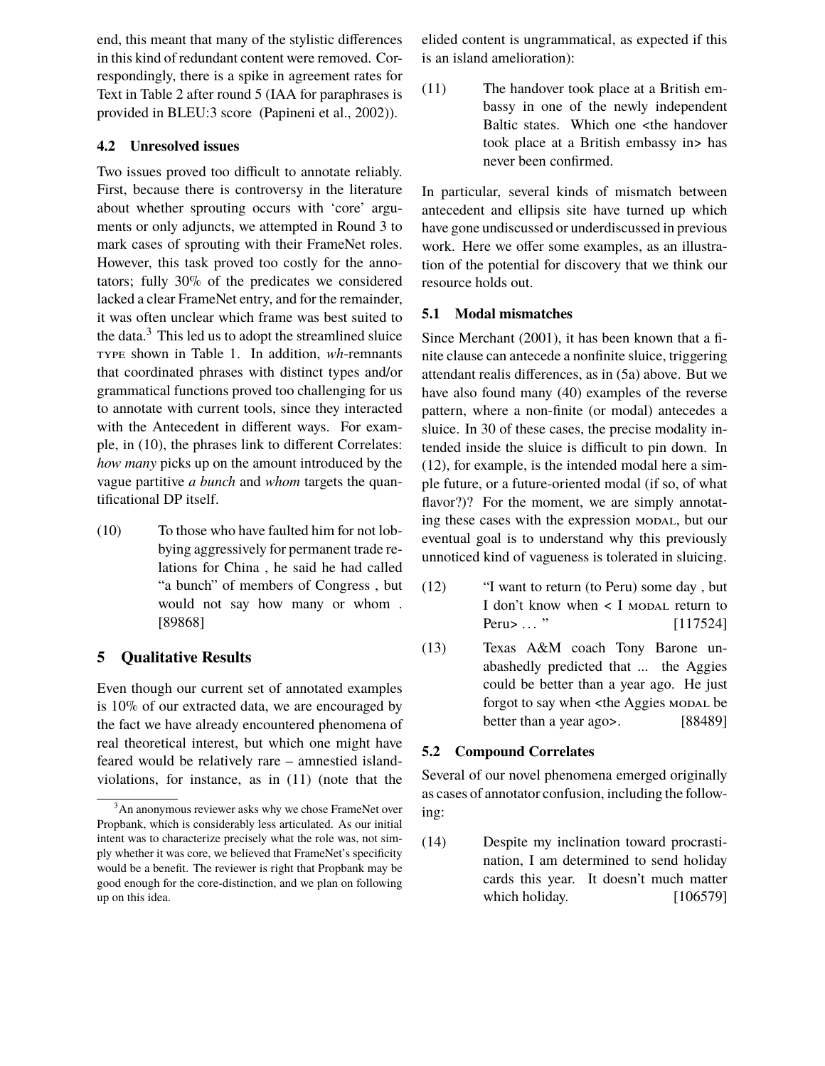end, this meant that many of the stylistic differences in this kind of redundant content were removed. Correspondingly, there is a spike in agreement rates for Text in Table 2 after round 5 (IAA for paraphrases is provided in BLEU:3 score (Papineni et al., 2002)).

### 4.2 Unresolved issues

Two issues proved too difficult to annotate reliably. First, because there is controversy in the literature about whether sprouting occurs with 'core' arguments or only adjuncts, we attempted in Round 3 to mark cases of sprouting with their FrameNet roles. However, this task proved too costly for the annotators; fully 30% of the predicates we considered lacked a clear FrameNet entry, and for the remainder, it was often unclear which frame was best suited to the data.[3] This led us to adopt the streamlined sluice TYPE shown in Table 1. In addition, *wh*-remnants that coordinated phrases with distinct types and/or grammatical functions proved too challenging for us to annotate with current tools, since they interacted with the Antecedent in different ways. For example, in (10), the phrases link to different Correlates: *how many* picks up on the amount introduced by the vague partitive *a bunch* and *whom* targets the quantificational DP itself.

(10) To those who have faulted him for not lobbying aggressively for permanent trade relations for China , he said he had called "a bunch" of members of Congress , but would not say how many or whom . [89868]

## 5 Qualitative Results

Even though our current set of annotated examples is 10% of our extracted data, we are encouraged by the fact we have already encountered phenomena of real theoretical interest, but which one might have feared would be relatively rare – amnestied island-violations, for instance, as in (11) (note that the elided content is ungrammatical, as expected if this is an island amelioration):

(11) The handover took place at a British embassy in one of the newly independent Baltic states. Which one <the handover took place at a British embassy in> has never been confirmed.

In particular, several kinds of mismatch between antecedent and ellipsis site have turned up which have gone undiscussed or underdiscussed in previous work. Here we offer some examples, as an illustration of the potential for discovery that we think our resource holds out.

### 5.1 Modal mismatches

Since Merchant (2001), it has been known that a finite clause can antecede a nonfinite sluice, triggering attendant realis differences, as in (5a) above. But we have also found many (40) examples of the reverse pattern, where a non-finite (or modal) antecedes a sluice. In 30 of these cases, the precise modality intended inside the sluice is difficult to pin down. In (12), for example, is the intended modal here a simple future, or a future-oriented modal (if so, of what flavor?)? For the moment, we are simply annotating these cases with the expression MODAL, but our eventual goal is to understand why this previously unnoticed kind of vagueness is tolerated in sluicing.

(12) "I want to return (to Peru) some day , but I don't know when < I MODAL return to Peru> ... " [117524]

(13) Texas A&M coach Tony Barone unabashedly predicted that ... the Aggies could be better than a year ago. He just forgot to say when <the Aggies MODAL be better than a year ago>. [88489]

### 5.2 Compound Correlates

Several of our novel phenomena emerged originally as cases of annotator confusion, including the following:

(14) Despite my inclination toward procrastination, I am determined to send holiday cards this year. It doesn't much matter which holiday. [106579]

[3] An anonymous reviewer asks why we chose FrameNet over Propbank, which is considerably less articulated. As our initial intent was to characterize precisely what the role was, not simply whether it was core, we believed that FrameNet's specificity would be a benefit. The reviewer is right that Propbank may be good enough for the core-distinction, and we plan on following up on this idea.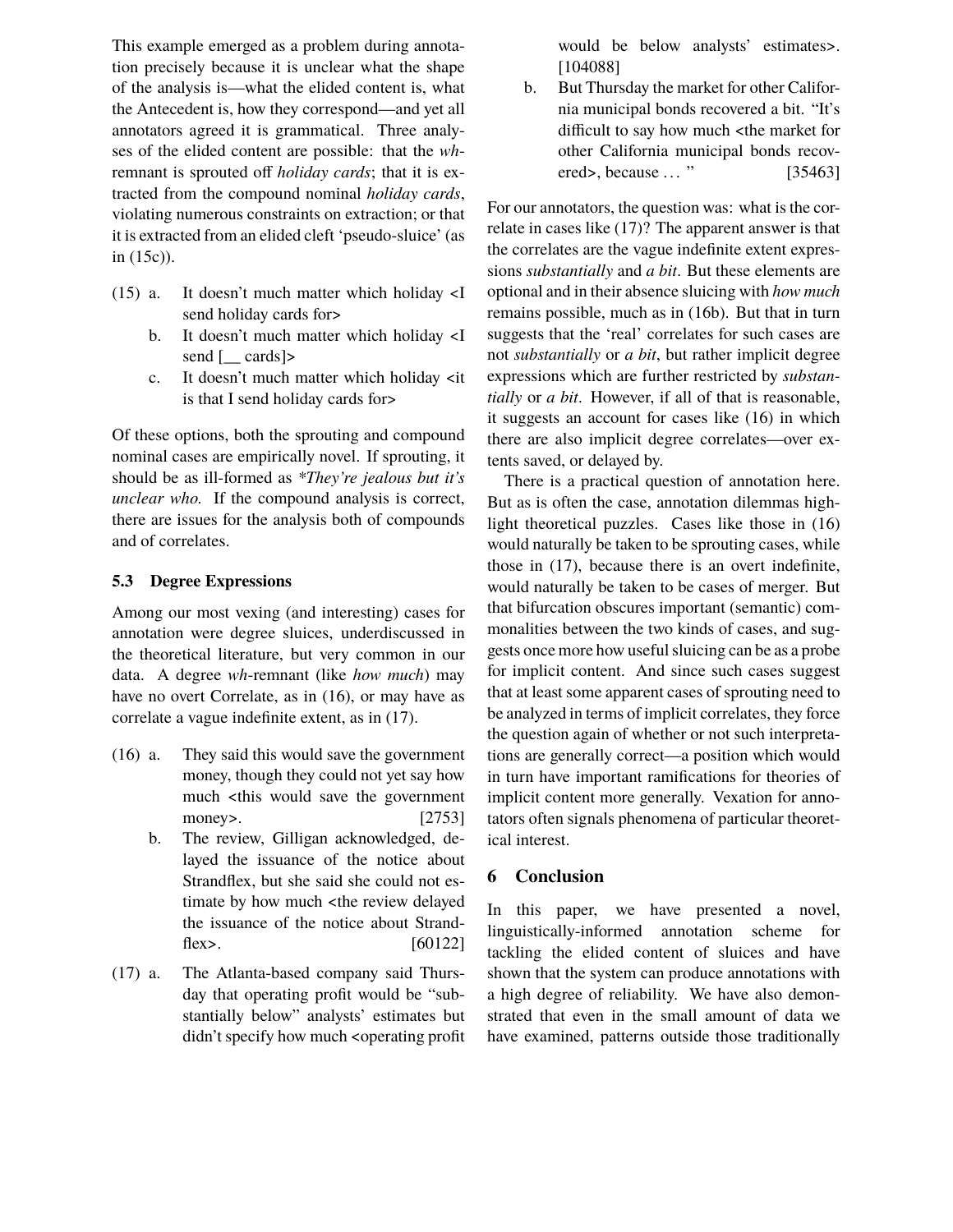This example emerged as a problem during annotation precisely because it is unclear what the shape of the analysis is—what the elided content is, what the Antecedent is, how they correspond—and yet all annotators agreed it is grammatical. Three analyses of the elided content are possible: that the *wh*-remnant is sprouted off *holiday cards*; that it is extracted from the compound nominal *holiday cards*, violating numerous constraints on extraction; or that it is extracted from an elided cleft 'pseudo-sluice' (as in (15c)).

(15) a. It doesn't much matter which holiday <I send holiday cards for>

b. It doesn't much matter which holiday <I send [__ cards]>

c. It doesn't much matter which holiday <it is that I send holiday cards for>

Of these options, both the sprouting and compound nominal cases are empirically novel. If sprouting, it should be as ill-formed as *\*They're jealous but it's unclear who.* If the compound analysis is correct, there are issues for the analysis both of compounds and of correlates.

### 5.3 Degree Expressions

Among our most vexing (and interesting) cases for annotation were degree sluices, underdiscussed in the theoretical literature, but very common in our data. A degree *wh*-remnant (like *how much*) may have no overt Correlate, as in (16), or may have as correlate a vague indefinite extent, as in (17).

(16) a. They said this would save the government money, though they could not yet say how much <this would save the government money>. [2753]

b. The review, Gilligan acknowledged, delayed the issuance of the notice about Strandflex, but she said she could not estimate by how much <the review delayed the issuance of the notice about Strandflex>. [60122]

(17) a. The Atlanta-based company said Thursday that operating profit would be "substantially below" analysts' estimates but didn't specify how much <operating profit would be below analysts' estimates>. [104088]

b. But Thursday the market for other California municipal bonds recovered a bit. "It's difficult to say how much <the market for other California municipal bonds recovered>, because ... " [35463]

For our annotators, the question was: what is the correlate in cases like (17)? The apparent answer is that the correlates are the vague indefinite extent expressions *substantially* and *a bit*. But these elements are optional and in their absence sluicing with *how much* remains possible, much as in (16b). But that in turn suggests that the 'real' correlates for such cases are not *substantially* or *a bit*, but rather implicit degree expressions which are further restricted by *substantially* or *a bit*. However, if all of that is reasonable, it suggests an account for cases like (16) in which there are also implicit degree correlates—over extents saved, or delayed by.

There is a practical question of annotation here. But as is often the case, annotation dilemmas highlight theoretical puzzles. Cases like those in (16) would naturally be taken to be sprouting cases, while those in (17), because there is an overt indefinite, would naturally be taken to be cases of merger. But that bifurcation obscures important (semantic) commonalities between the two kinds of cases, and suggests once more how useful sluicing can be as a probe for implicit content. And since such cases suggest that at least some apparent cases of sprouting need to be analyzed in terms of implicit correlates, they force the question again of whether or not such interpretations are generally correct—a position which would in turn have important ramifications for theories of implicit content more generally. Vexation for annotators often signals phenomena of particular theoretical interest.

## 6 Conclusion

In this paper, we have presented a novel, linguistically-informed annotation scheme for tackling the elided content of sluices and have shown that the system can produce annotations with a high degree of reliability. We have also demonstrated that even in the small amount of data we have examined, patterns outside those traditionally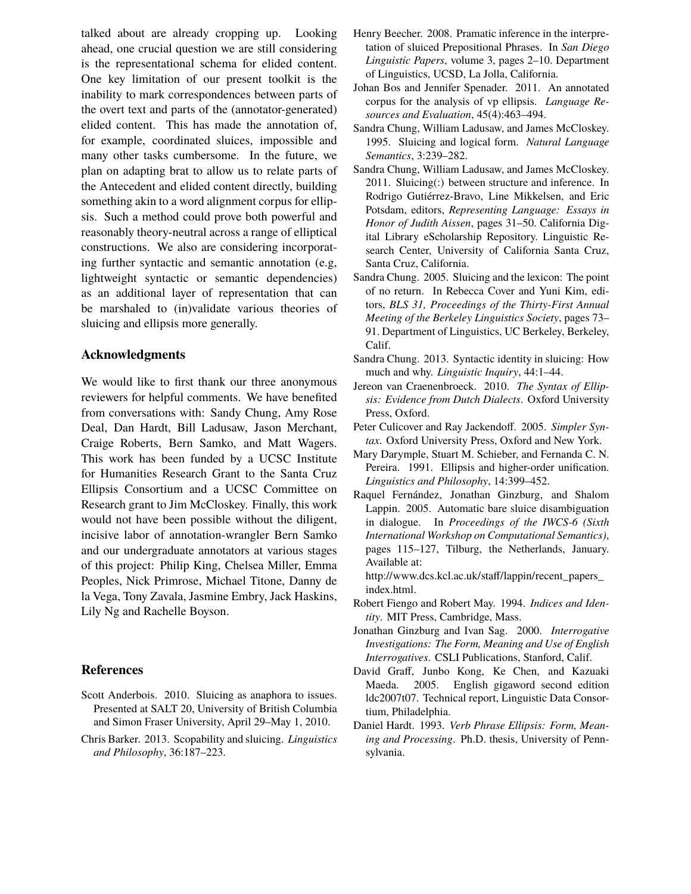talked about are already cropping up. Looking ahead, one crucial question we are still considering is the representational schema for elided content. One key limitation of our present toolkit is the inability to mark correspondences between parts of the overt text and parts of the (annotator-generated) elided content. This has made the annotation of, for example, coordinated sluices, impossible and many other tasks cumbersome. In the future, we plan on adapting brat to allow us to relate parts of the Antecedent and elided content directly, building something akin to a word alignment corpus for ellipsis. Such a method could prove both powerful and reasonably theory-neutral across a range of elliptical constructions. We also are considering incorporating further syntactic and semantic annotation (e.g, lightweight syntactic or semantic dependencies) as an additional layer of representation that can be marshaled to (in)validate various theories of sluicing and ellipsis more generally.

## Acknowledgments

We would like to first thank our three anonymous reviewers for helpful comments. We have benefited from conversations with: Sandy Chung, Amy Rose Deal, Dan Hardt, Bill Ladusaw, Jason Merchant, Craige Roberts, Bern Samko, and Matt Wagers. This work has been funded by a UCSC Institute for Humanities Research Grant to the Santa Cruz Ellipsis Consortium and a UCSC Committee on Research grant to Jim McCloskey. Finally, this work would not have been possible without the diligent, incisive labor of annotation-wrangler Bern Samko and our undergraduate annotators at various stages of this project: Philip King, Chelsea Miller, Emma Peoples, Nick Primrose, Michael Titone, Danny de la Vega, Tony Zavala, Jasmine Embry, Jack Haskins, Lily Ng and Rachelle Boyson.

## References

Scott Anderbois. 2010. Sluicing as anaphora to issues. Presented at SALT 20, University of British Columbia and Simon Fraser University, April 29–May 1, 2010.

Chris Barker. 2013. Scopability and sluicing. *Linguistics and Philosophy*, 36:187–223.

Henry Beecher. 2008. Pramatic inference in the interpretation of sluiced Prepositional Phrases. In *San Diego Linguistic Papers*, volume 3, pages 2–10. Department of Linguistics, UCSD, La Jolla, California.

Johan Bos and Jennifer Spenader. 2011. An annotated corpus for the analysis of vp ellipsis. *Language Resources and Evaluation*, 45(4):463–494.

Sandra Chung, William Ladusaw, and James McCloskey. 1995. Sluicing and logical form. *Natural Language Semantics*, 3:239–282.

Sandra Chung, William Ladusaw, and James McCloskey. 2011. Sluicing(:) between structure and inference. In Rodrigo Gutiérrez-Bravo, Line Mikkelsen, and Eric Potsdam, editors, *Representing Language: Essays in Honor of Judith Aissen*, pages 31–50. California Digital Library eScholarship Repository. Linguistic Research Center, University of California Santa Cruz, Santa Cruz, California.

Sandra Chung. 2005. Sluicing and the lexicon: The point of no return. In Rebecca Cover and Yuni Kim, editors, *BLS 31, Proceedings of the Thirty-First Annual Meeting of the Berkeley Linguistics Society*, pages 73–91. Department of Linguistics, UC Berkeley, Berkeley, Calif.

Sandra Chung. 2013. Syntactic identity in sluicing: How much and why. *Linguistic Inquiry*, 44:1–44.

Jereon van Craenenbroeck. 2010. *The Syntax of Ellipsis: Evidence from Dutch Dialects*. Oxford University Press, Oxford.

Peter Culicover and Ray Jackendoff. 2005. *Simpler Syntax*. Oxford University Press, Oxford and New York.

Mary Darymple, Stuart M. Schieber, and Fernanda C. N. Pereira. 1991. Ellipsis and higher-order unification. *Linguistics and Philosophy*, 14:399–452.

Raquel Fernández, Jonathan Ginzburg, and Shalom Lappin. 2005. Automatic bare sluice disambiguation in dialogue. In *Proceedings of the IWCS-6 (Sixth International Workshop on Computational Semantics)*, pages 115–127, Tilburg, the Netherlands, January. Available at: http://www.dcs.kcl.ac.uk/staff/lappin/recent_papers_index.html.

Robert Fiengo and Robert May. 1994. *Indices and Identity*. MIT Press, Cambridge, Mass.

Jonathan Ginzburg and Ivan Sag. 2000. *Interrogative Investigations: The Form, Meaning and Use of English Interrogatives*. CSLI Publications, Stanford, Calif.

David Graff, Junbo Kong, Ke Chen, and Kazuaki Maeda. 2005. English gigaword second edition ldc2007t07. Technical report, Linguistic Data Consortium, Philadelphia.

Daniel Hardt. 1993. *Verb Phrase Ellipsis: Form, Meaning and Processing*. Ph.D. thesis, University of Pennsylvania.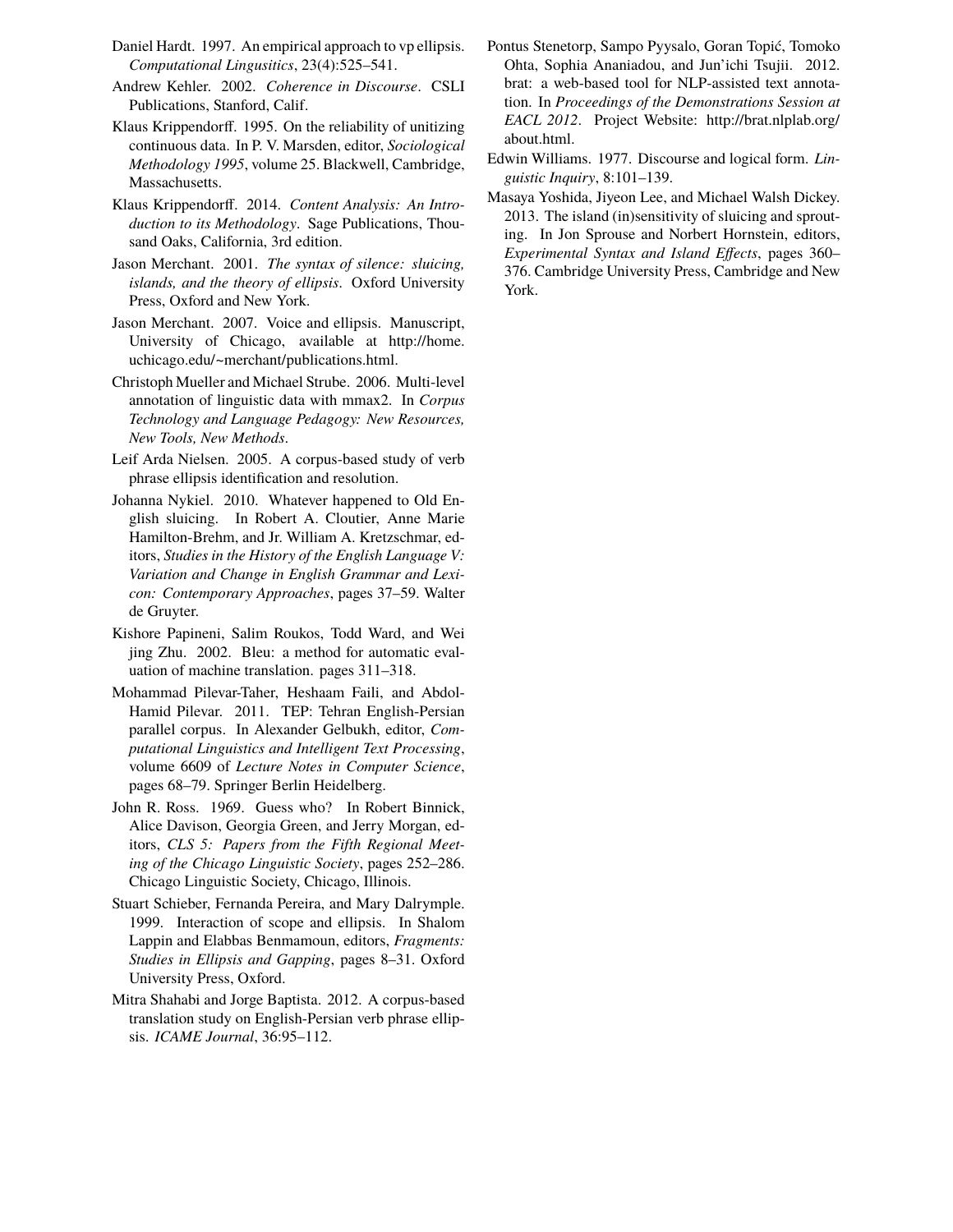Daniel Hardt. 1997. An empirical approach to vp ellipsis. *Computational Linguisitics*, 23(4):525–541.

Andrew Kehler. 2002. *Coherence in Discourse*. CSLI Publications, Stanford, Calif.

Klaus Krippendorff. 1995. On the reliability of unitizing continuous data. In P. V. Marsden, editor, *Sociological Methodology 1995*, volume 25. Blackwell, Cambridge, Massachusetts.

Klaus Krippendorff. 2014. *Content Analysis: An Introduction to its Methodology*. Sage Publications, Thousand Oaks, California, 3rd edition.

Jason Merchant. 2001. *The syntax of silence: sluicing, islands, and the theory of ellipsis*. Oxford University Press, Oxford and New York.

Jason Merchant. 2007. Voice and ellipsis. Manuscript, University of Chicago, available at http://home.uchicago.edu/~merchant/publications.html.

Christoph Mueller and Michael Strube. 2006. Multi-level annotation of linguistic data with mmax2. In *Corpus Technology and Language Pedagogy: New Resources, New Tools, New Methods*.

Leif Arda Nielsen. 2005. A corpus-based study of verb phrase ellipsis identification and resolution.

Johanna Nykiel. 2010. Whatever happened to Old English sluicing. In Robert A. Cloutier, Anne Marie Hamilton-Brehm, and Jr. William A. Kretzschmar, editors, *Studies in the History of the English Language V: Variation and Change in English Grammar and Lexicon: Contemporary Approaches*, pages 37–59. Walter de Gruyter.

Kishore Papineni, Salim Roukos, Todd Ward, and Wei jing Zhu. 2002. Bleu: a method for automatic evaluation of machine translation. pages 311–318.

Mohammad Pilevar-Taher, Heshaam Faili, and Abdol-Hamid Pilevar. 2011. TEP: Tehran English-Persian parallel corpus. In Alexander Gelbukh, editor, *Computational Linguistics and Intelligent Text Processing*, volume 6609 of *Lecture Notes in Computer Science*, pages 68–79. Springer Berlin Heidelberg.

John R. Ross. 1969. Guess who? In Robert Binnick, Alice Davison, Georgia Green, and Jerry Morgan, editors, *CLS 5: Papers from the Fifth Regional Meeting of the Chicago Linguistic Society*, pages 252–286. Chicago Linguistic Society, Chicago, Illinois.

Stuart Schieber, Fernanda Pereira, and Mary Dalrymple. 1999. Interaction of scope and ellipsis. In Shalom Lappin and Elabbas Benmamoun, editors, *Fragments: Studies in Ellipsis and Gapping*, pages 8–31. Oxford University Press, Oxford.

Mitra Shahabi and Jorge Baptista. 2012. A corpus-based translation study on English-Persian verb phrase ellipsis. *ICAME Journal*, 36:95–112.

Pontus Stenetorp, Sampo Pyysalo, Goran Topić, Tomoko Ohta, Sophia Ananiadou, and Jun'ichi Tsujii. 2012. brat: a web-based tool for NLP-assisted text annotation. In *Proceedings of the Demonstrations Session at EACL 2012*. Project Website: http://brat.nlplab.org/about.html.

Edwin Williams. 1977. Discourse and logical form. *Linguistic Inquiry*, 8:101–139.

Masaya Yoshida, Jiyeon Lee, and Michael Walsh Dickey. 2013. The island (in)sensitivity of sluicing and sprouting. In Jon Sprouse and Norbert Hornstein, editors, *Experimental Syntax and Island Effects*, pages 360–376. Cambridge University Press, Cambridge and New York.